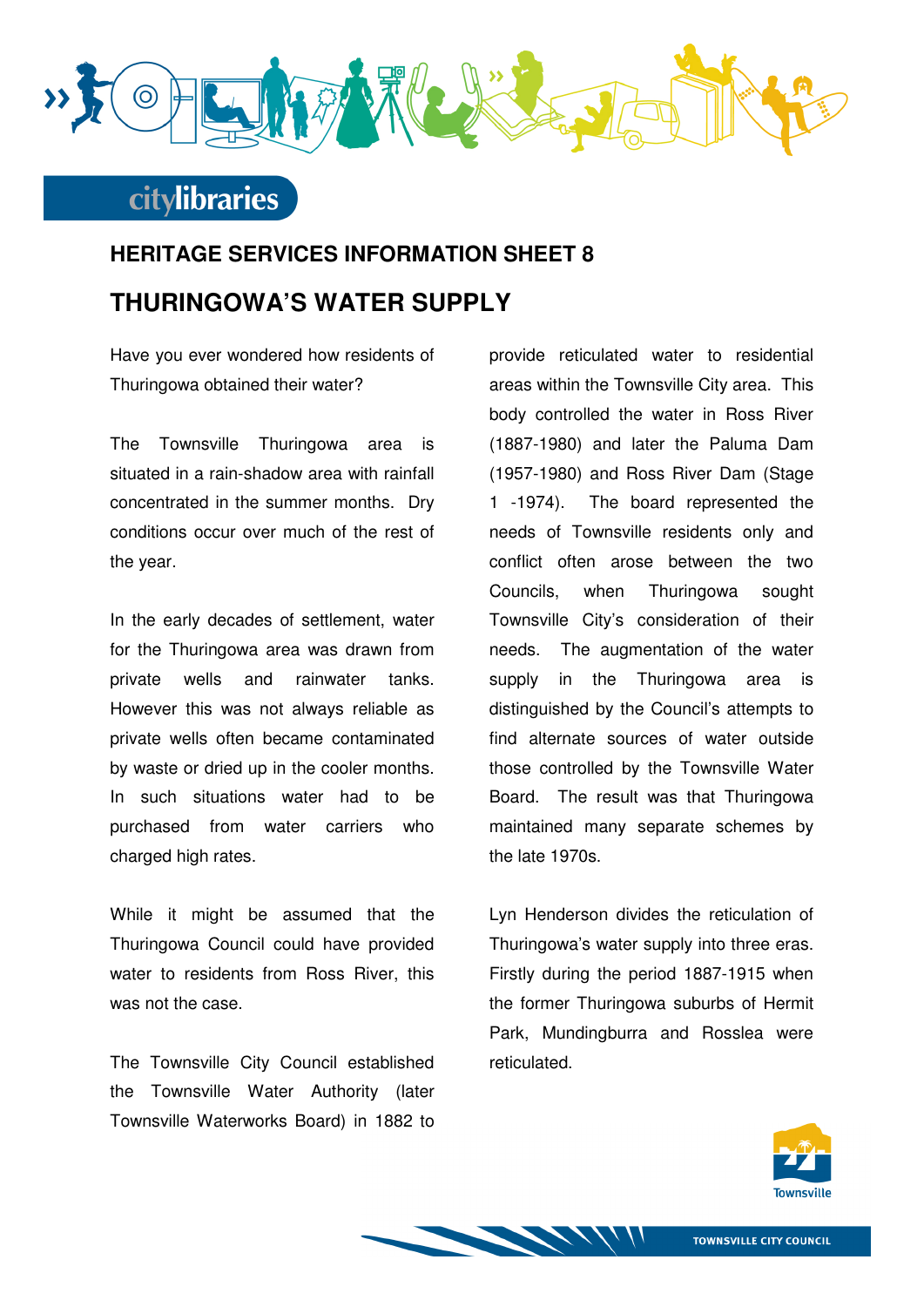## HERITAGE SERVICES INFORMATION SHEET 8

# THURINGOWA'S WATER SUPPLY

Have you ever wondered how residents of Thuringowa obtained their water?

The Townsville Thuringowa area is situated in a rain-shadow area with rainfall concentrated in the summer months. Dry conditions occur over much of the rest of the year.

In the early decades of settlement, water for the Thuringowa area was drawn from private wells and rainwater tanks. However this was not always reliable as private wells often became contaminated by waste or dried up in the cooler months. In such situations water had to be purchased from water carriers who charged high rates.

While it might be assumed that the Thuringowa Council could have provided water to residents from Ross River, this was not the case.

The Townsville City Council established the Townsville Water Authority (later Townsville Waterworks Board) in 1882 to provide reticulated water to residential areas within the Townsville City area. This body controlled the water in Ross River (1887-1980) and later the Paluma Dam (1957-1980) and Ross River Dam (Stage 1 -1974). The board represented the needs of Townsville residents only and conflict often arose between the two Councils, when Thuringowa sought Townsville City's consideration of their needs. The augmentation of the water supply in the Thuringowa area is distinguished by the Council's attempts to find alternate sources of water outside those controlled by the Townsville Water Board. The result was that Thuringowa maintained many separate schemes by the late 1970s.

Lyn Henderson divides the reticulation of Thuringowa's water supply into three eras. Firstly during the period 1887-1915 when the former Thuringowa suburbs of Hermit Park, Mundingburra and Rosslea were reticulated.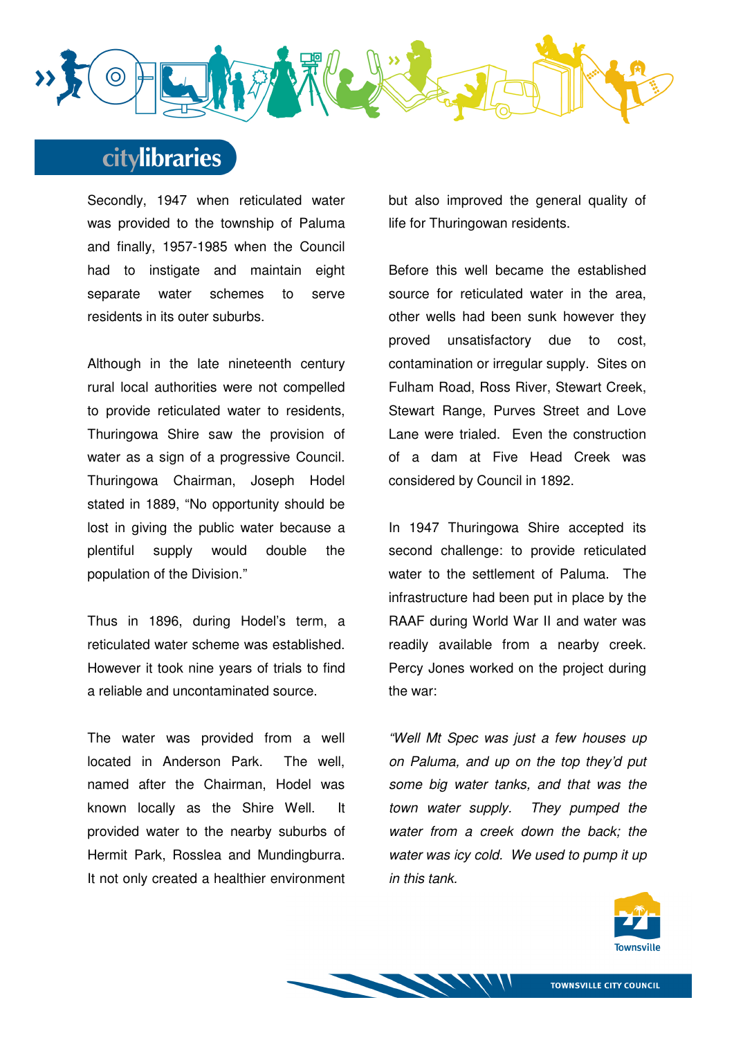Secondly, 1947 when reticulated water was provided to the township of Paluma and finally, 1957-1985 when the Council had to instigate and maintain eight separate water schemes to serve residents in its outer suburbs.

Although in the late nineteenth century rural local authorities were not compelled to provide reticulated water to residents, Thuringowa Shire saw the provision of water as a sign of a progressive Council. Thuringowa Chairman, Joseph Hodel stated in 1889, "No opportunity should be lost in giving the public water because a plentiful supply would double the population of the Division."

Thus in 1896, during Hodel's term, a reticulated water scheme was established. However it took nine years of trials to find a reliable and uncontaminated source.

The water was provided from a well located in Anderson Park. The well, named after the Chairman, Hodel was known locally as the Shire Well. It provided water to the nearby suburbs of Hermit Park, Rosslea and Mundingburra. It not only created a healthier environment but also improved the general quality of life for Thuringowan residents.

Before this well became the established source for reticulated water in the area, other wells had been sunk however they proved unsatisfactory due to cost, contamination or irregular supply. Sites on Fulham Road, Ross River, Stewart Creek, Stewart Range, Purves Street and Love Lane were trialed. Even the construction of a dam at Five Head Creek was considered by Council in 1892.

In 1947 Thuringowa Shire accepted its second challenge: to provide reticulated water to the settlement of Paluma. The infrastructure had been put in place by the RAAF during World War II and water was readily available from a nearby creek. Percy Jones worked on the project during the war:

*"Well Mt Spec was just a few houses up on Paluma, and up on the top they'd put some big water tanks, and that was the town water supply. They pumped the water from a creek down the back; the water was icy cold. We used to pump it up in this tank.*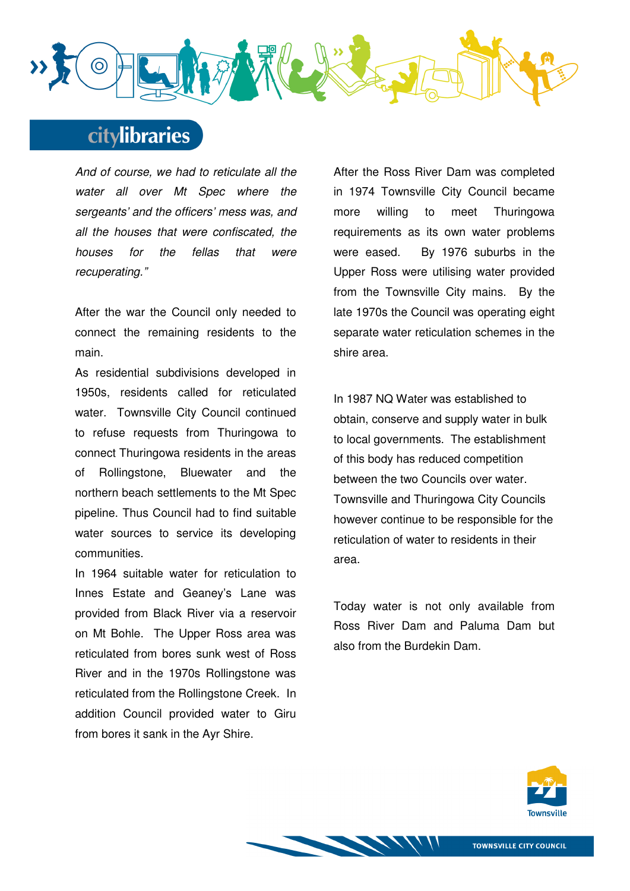*And of course, we had to reticulate all the water all over Mt Spec where the sergeants' and the officers' mess was, and all the houses that were confiscated, the houses for the fellas that were recuperating."*

After the war the Council only needed to connect the remaining residents to the main.

As residential subdivisions developed in 1950s, residents called for reticulated water. Townsville City Council continued to refuse requests from Thuringowa to connect Thuringowa residents in the areas of Rollingstone, Bluewater and the northern beach settlements to the Mt Spec pipeline. Thus Council had to find suitable water sources to service its developing communities.

In 1964 suitable water for reticulation to Innes Estate and Geaney's Lane was provided from Black River via a reservoir on Mt Bohle. The Upper Ross area was reticulated from bores sunk west of Ross River and in the 1970s Rollingstone was reticulated from the Rollingstone Creek. In addition Council provided water to Giru from bores it sank in the Ayr Shire.

After the Ross River Dam was completed in 1974 Townsville City Council became more willing to meet Thuringowa requirements as its own water problems were eased. By 1976 suburbs in the Upper Ross were utilising water provided from the Townsville City mains. By the late 1970s the Council was operating eight separate water reticulation schemes in the shire area.

In 1987 NQ Water was established to obtain, conserve and supply water in bulk to local governments. The establishment of this body has reduced competition between the two Councils over water. Townsville and Thuringowa City Councils however continue to be responsible for the reticulation of water to residents in their area.

Today water is not only available from Ross River Dam and Paluma Dam but also from the Burdekin Dam.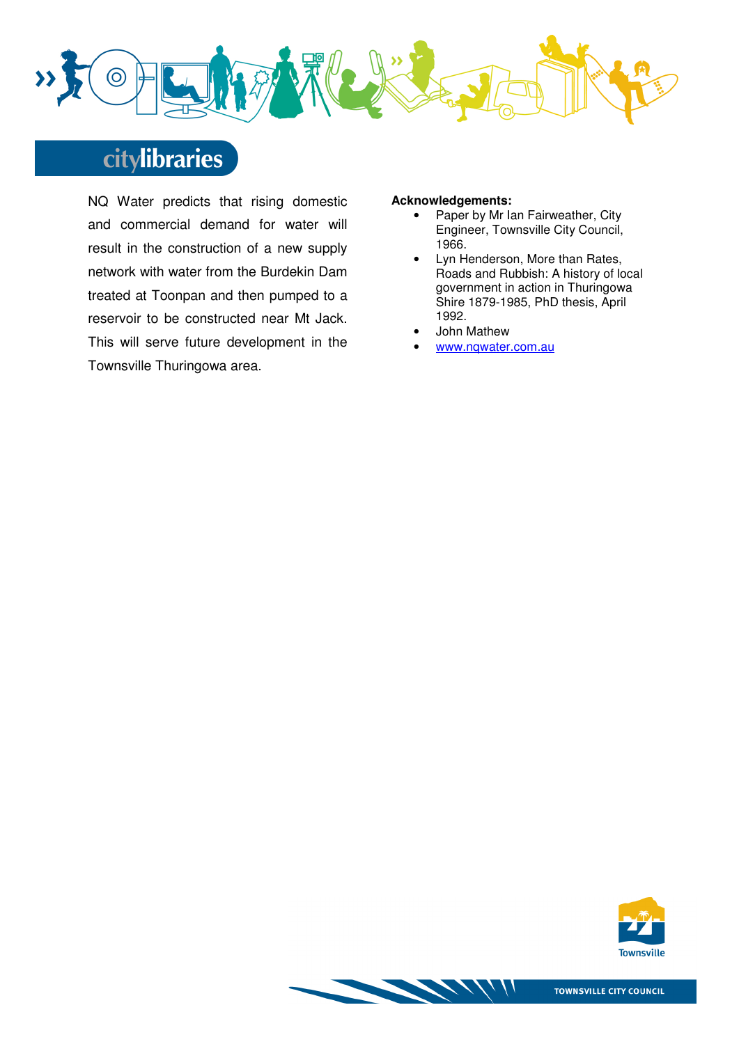NQ Water predicts that rising domestic and commercial demand for water will result in the construction of a new supply network with water from the Burdekin Dam treated at Toonpan and then pumped to a reservoir to be constructed near Mt Jack. This will serve future development in the Townsville Thuringowa area.

**Acknowledgements:**

- Paper by Mr Ian Fairweather, City Engineer, Townsville City Council, 1966.
- Lyn Henderson, More than Rates, Roads and Rubbish: A history of local government in action in Thuringowa Shire 1879-1985, PhD thesis, April 1992.
- John Mathew
- www.nqwater.com.au